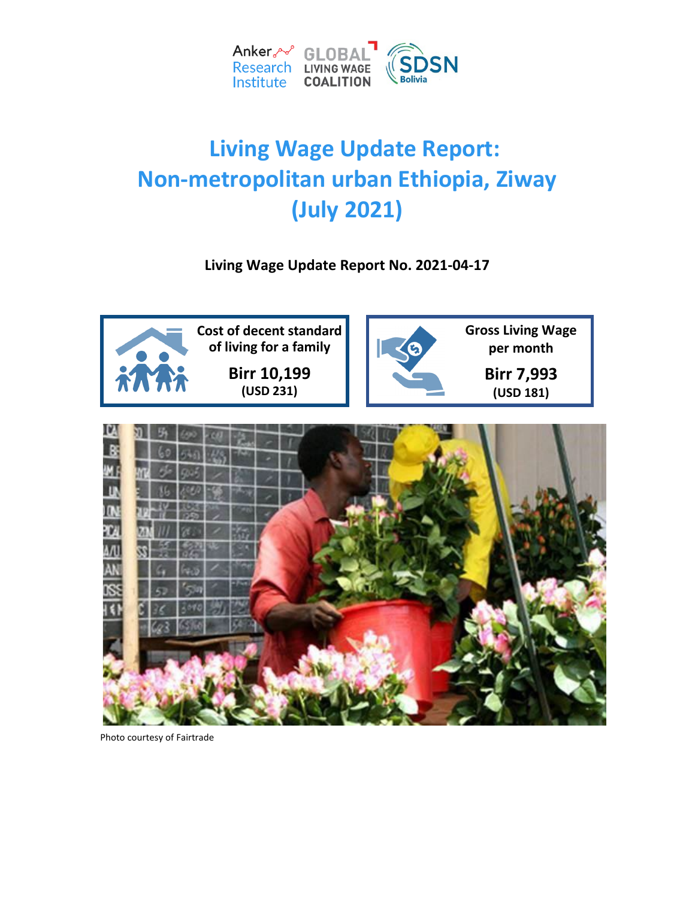Anker Research Institute | GLOBAL LIVING WAGE COALITION | SDSN Bolivia

# Living Wage Update Report: Non-metropolitan urban Ethiopia, Ziway (July 2021)

**Living Wage Update Report No. 2021-04-17**

| Cost of decent standard of living for a family | Gross Living Wage per month |
| --- | --- |
| **Birr 10,199** (USD 231) | **Birr 7,993** (USD 181) |

Photo courtesy of Fairtrade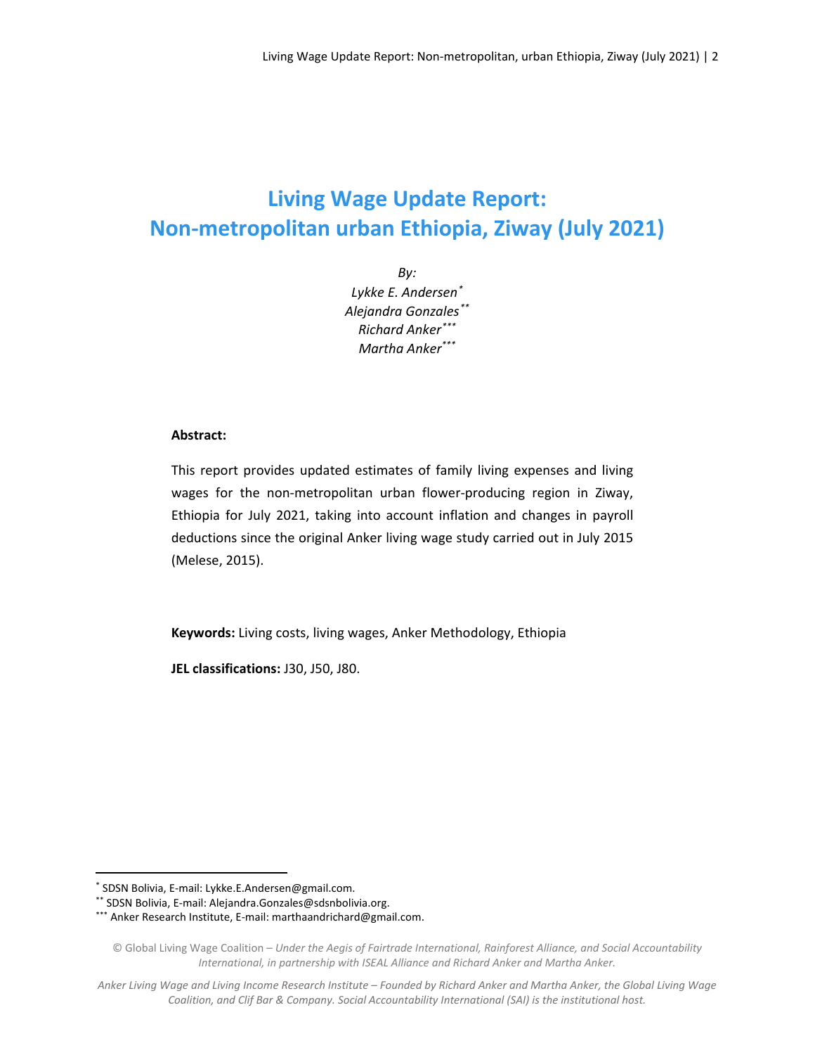# Living Wage Update Report: Non-metropolitan urban Ethiopia, Ziway (July 2021)

*By:*
*Lykke E. Andersen*[*]
*Alejandra Gonzales*[**]
*Richard Anker*[***]
*Martha Anker*[***]

**Abstract:**

This report provides updated estimates of family living expenses and living wages for the non-metropolitan urban flower-producing region in Ziway, Ethiopia for July 2021, taking into account inflation and changes in payroll deductions since the original Anker living wage study carried out in July 2015 (Melese, 2015).

**Keywords:** Living costs, living wages, Anker Methodology, Ethiopia

**JEL classifications:** J30, J50, J80.

---

[*] SDSN Bolivia, E-mail: Lykke.E.Andersen@gmail.com.
[**] SDSN Bolivia, E-mail: Alejandra.Gonzales@sdsnbolivia.org.
[***] Anker Research Institute, E-mail: marthaandrichard@gmail.com.

© Global Living Wage Coalition – *Under the Aegis of Fairtrade International, Rainforest Alliance, and Social Accountability International, in partnership with ISEAL Alliance and Richard Anker and Martha Anker.*

*Anker Living Wage and Living Income Research Institute – Founded by Richard Anker and Martha Anker, the Global Living Wage Coalition, and Clif Bar & Company. Social Accountability International (SAI) is the institutional host.*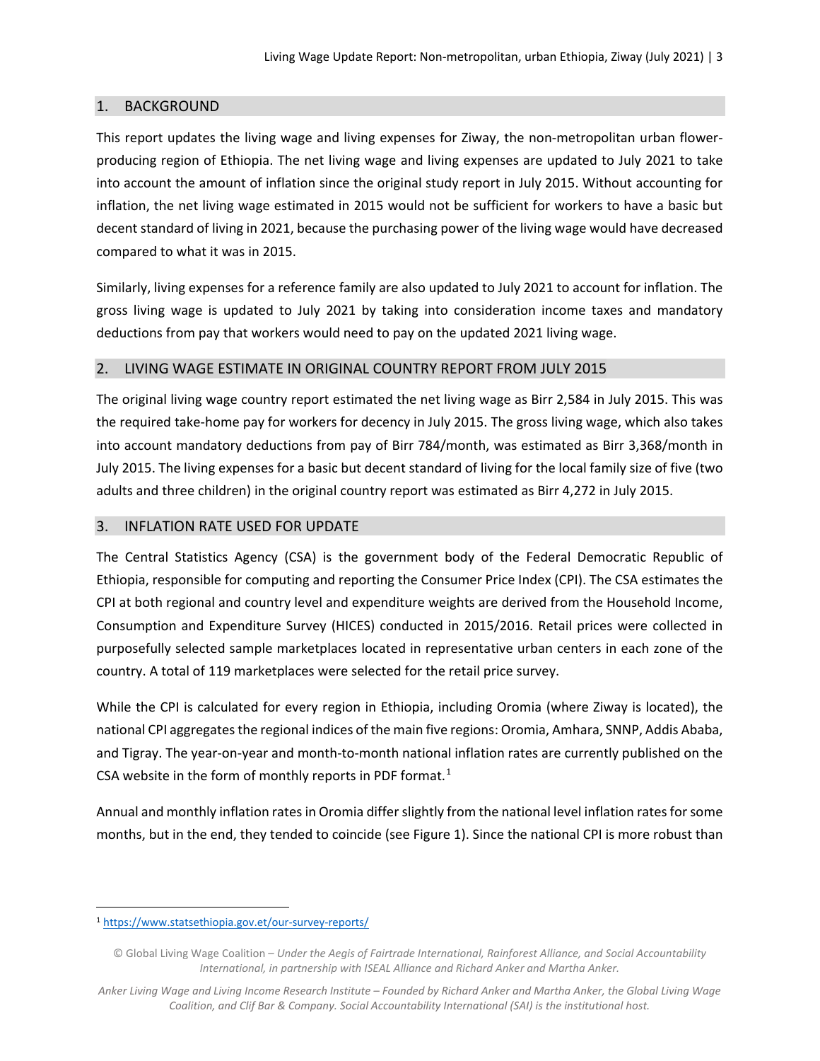## 1. BACKGROUND

This report updates the living wage and living expenses for Ziway, the non-metropolitan urban flower-producing region of Ethiopia. The net living wage and living expenses are updated to July 2021 to take into account the amount of inflation since the original study report in July 2015. Without accounting for inflation, the net living wage estimated in 2015 would not be sufficient for workers to have a basic but decent standard of living in 2021, because the purchasing power of the living wage would have decreased compared to what it was in 2015.

Similarly, living expenses for a reference family are also updated to July 2021 to account for inflation. The gross living wage is updated to July 2021 by taking into consideration income taxes and mandatory deductions from pay that workers would need to pay on the updated 2021 living wage.

## 2. LIVING WAGE ESTIMATE IN ORIGINAL COUNTRY REPORT FROM JULY 2015

The original living wage country report estimated the net living wage as Birr 2,584 in July 2015. This was the required take-home pay for workers for decency in July 2015. The gross living wage, which also takes into account mandatory deductions from pay of Birr 784/month, was estimated as Birr 3,368/month in July 2015. The living expenses for a basic but decent standard of living for the local family size of five (two adults and three children) in the original country report was estimated as Birr 4,272 in July 2015.

## 3. INFLATION RATE USED FOR UPDATE

The Central Statistics Agency (CSA) is the government body of the Federal Democratic Republic of Ethiopia, responsible for computing and reporting the Consumer Price Index (CPI). The CSA estimates the CPI at both regional and country level and expenditure weights are derived from the Household Income, Consumption and Expenditure Survey (HICES) conducted in 2015/2016. Retail prices were collected in purposefully selected sample marketplaces located in representative urban centers in each zone of the country. A total of 119 marketplaces were selected for the retail price survey.

While the CPI is calculated for every region in Ethiopia, including Oromia (where Ziway is located), the national CPI aggregates the regional indices of the main five regions: Oromia, Amhara, SNNP, Addis Ababa, and Tigray. The year-on-year and month-to-month national inflation rates are currently published on the CSA website in the form of monthly reports in PDF format.[1]

Annual and monthly inflation rates in Oromia differ slightly from the national level inflation rates for some months, but in the end, they tended to coincide (see Figure 1). Since the national CPI is more robust than

[1] https://www.statsethiopia.gov.et/our-survey-reports/

© Global Living Wage Coalition – *Under the Aegis of Fairtrade International, Rainforest Alliance, and Social Accountability International, in partnership with ISEAL Alliance and Richard Anker and Martha Anker.*

*Anker Living Wage and Living Income Research Institute – Founded by Richard Anker and Martha Anker, the Global Living Wage Coalition, and Clif Bar & Company. Social Accountability International (SAI) is the institutional host.*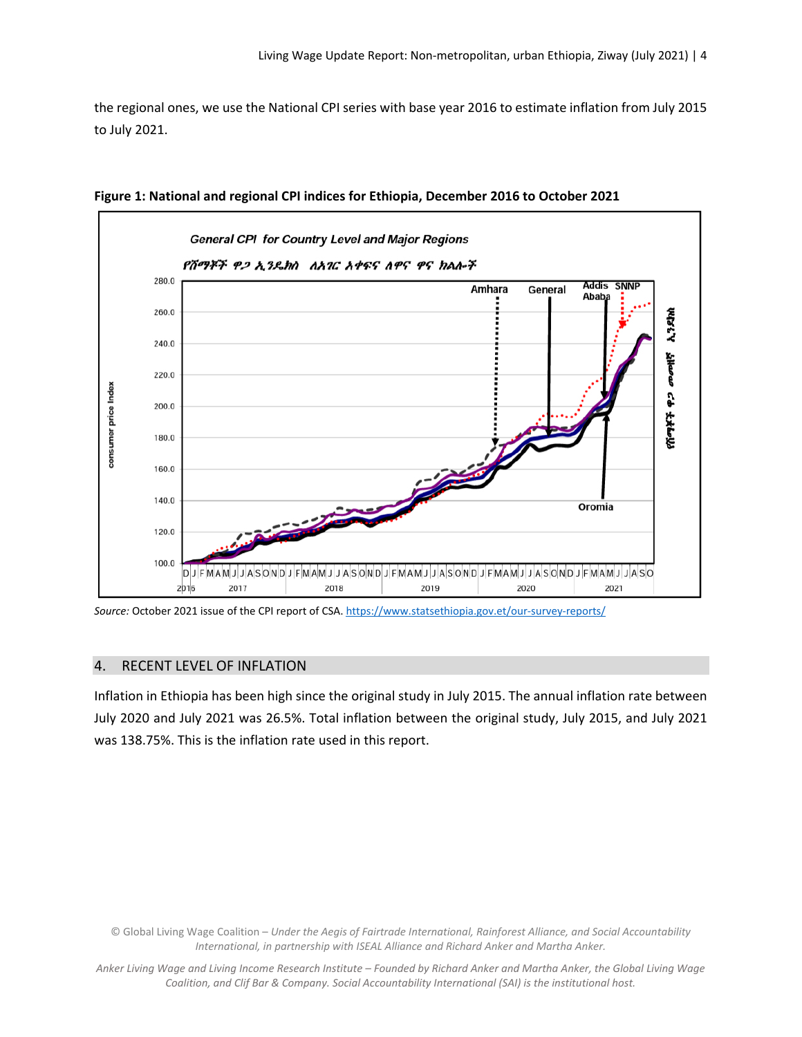the regional ones, we use the National CPI series with base year 2016 to estimate inflation from July 2015 to July 2021.

**Figure 1: National and regional CPI indices for Ethiopia, December 2016 to October 2021**

*Source:* October 2021 issue of the CPI report of CSA. https://www.statsethiopia.gov.et/our-survey-reports/

## 4. RECENT LEVEL OF INFLATION

Inflation in Ethiopia has been high since the original study in July 2015. The annual inflation rate between July 2020 and July 2021 was 26.5%. Total inflation between the original study, July 2015, and July 2021 was 138.75%. This is the inflation rate used in this report.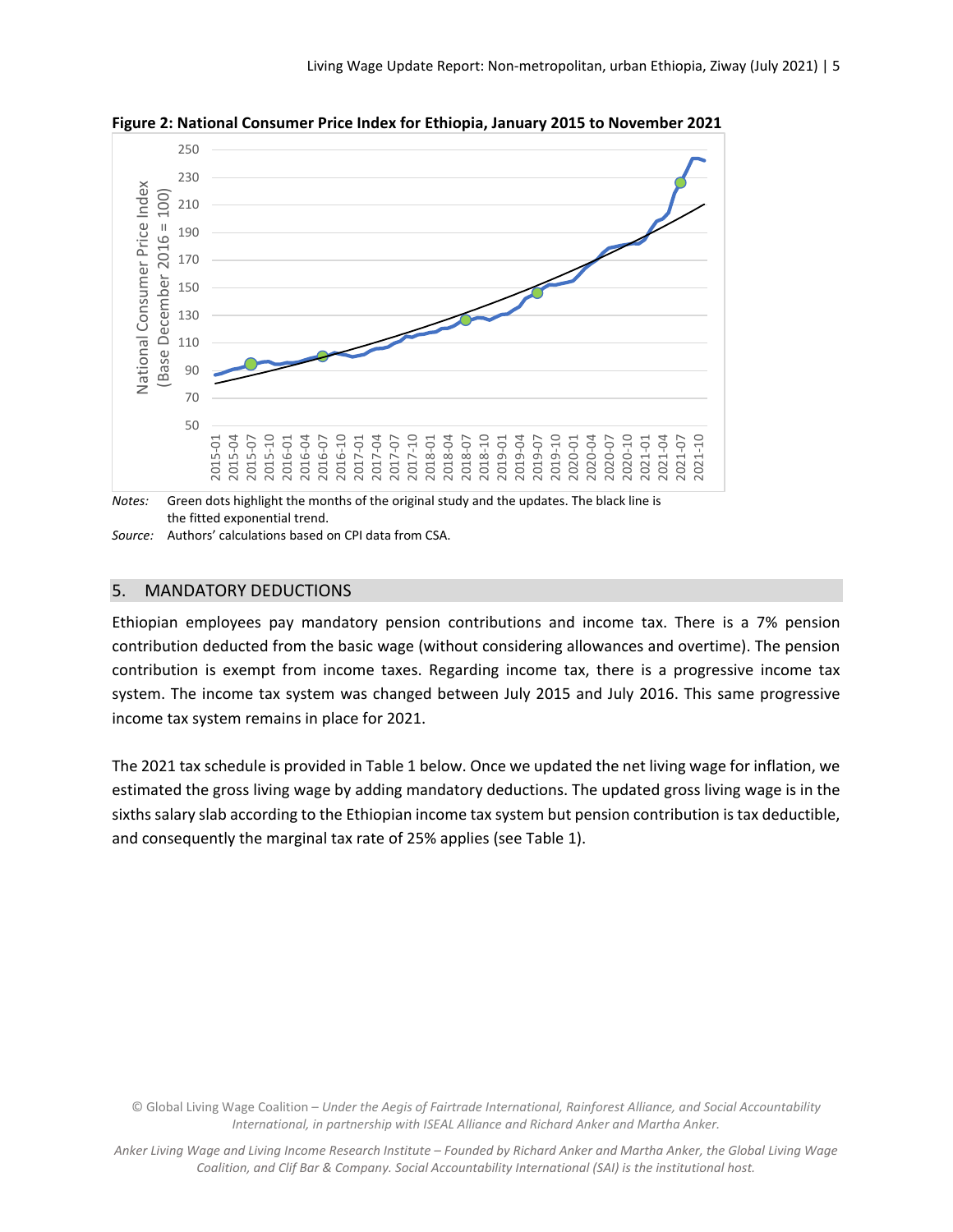**Figure 2: National Consumer Price Index for Ethiopia, January 2015 to November 2021**

*Notes:* Green dots highlight the months of the original study and the updates. The black line is the fitted exponential trend.

*Source:* Authors' calculations based on CPI data from CSA.

## 5. MANDATORY DEDUCTIONS

Ethiopian employees pay mandatory pension contributions and income tax. There is a 7% pension contribution deducted from the basic wage (without considering allowances and overtime). The pension contribution is exempt from income taxes. Regarding income tax, there is a progressive income tax system. The income tax system was changed between July 2015 and July 2016. This same progressive income tax system remains in place for 2021.

The 2021 tax schedule is provided in Table 1 below. Once we updated the net living wage for inflation, we estimated the gross living wage by adding mandatory deductions. The updated gross living wage is in the sixths salary slab according to the Ethiopian income tax system but pension contribution is tax deductible, and consequently the marginal tax rate of 25% applies (see Table 1).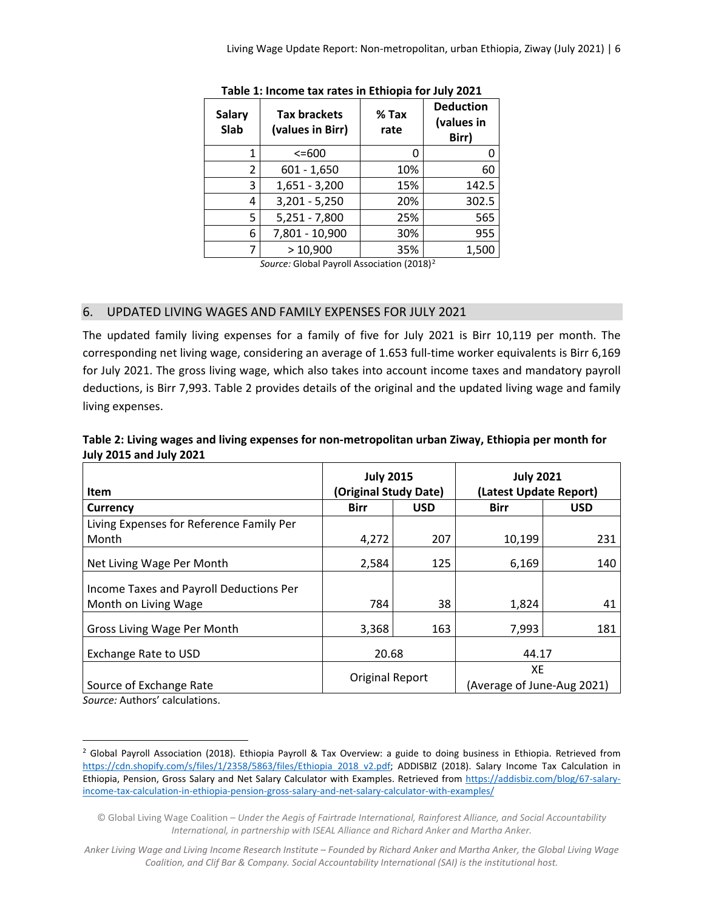**Table 1: Income tax rates in Ethiopia for July 2021**

| Salary Slab | Tax brackets (values in Birr) | % Tax rate | Deduction (values in Birr) |
|---|---|---|---|
| 1 | <=600 | 0 | 0 |
| 2 | 601 - 1,650 | 10% | 60 |
| 3 | 1,651 - 3,200 | 15% | 142.5 |
| 4 | 3,201 - 5,250 | 20% | 302.5 |
| 5 | 5,251 - 7,800 | 25% | 565 |
| 6 | 7,801 - 10,900 | 30% | 955 |
| 7 | > 10,900 | 35% | 1,500 |

*Source:* Global Payroll Association (2018)[2]

## 6. UPDATED LIVING WAGES AND FAMILY EXPENSES FOR JULY 2021

The updated family living expenses for a family of five for July 2021 is Birr 10,119 per month. The corresponding net living wage, considering an average of 1.653 full-time worker equivalents is Birr 6,169 for July 2021. The gross living wage, which also takes into account income taxes and mandatory payroll deductions, is Birr 7,993. Table 2 provides details of the original and the updated living wage and family living expenses.

**Table 2: Living wages and living expenses for non-metropolitan urban Ziway, Ethiopia per month for July 2015 and July 2021**

| Item | July 2015 (Original Study Date) | | July 2021 (Latest Update Report) | |
|---|---|---|---|---|
| **Currency** | **Birr** | **USD** | **Birr** | **USD** |
| Living Expenses for Reference Family Per Month | 4,272 | 207 | 10,199 | 231 |
| Net Living Wage Per Month | 2,584 | 125 | 6,169 | 140 |
| Income Taxes and Payroll Deductions Per Month on Living Wage | 784 | 38 | 1,824 | 41 |
| Gross Living Wage Per Month | 3,368 | 163 | 7,993 | 181 |
| Exchange Rate to USD | 20.68 | | 44.17 | |
| Source of Exchange Rate | Original Report | | XE (Average of June-Aug 2021) | |

*Source:* Authors' calculations.

[2] Global Payroll Association (2018). Ethiopia Payroll & Tax Overview: a guide to doing business in Ethiopia. Retrieved from https://cdn.shopify.com/s/files/1/2358/5863/files/Ethiopia_2018_v2.pdf; ADDISBIZ (2018). Salary Income Tax Calculation in Ethiopia, Pension, Gross Salary and Net Salary Calculator with Examples. Retrieved from https://addisbiz.com/blog/67-salary-income-tax-calculation-in-ethiopia-pension-gross-salary-and-net-salary-calculator-with-examples/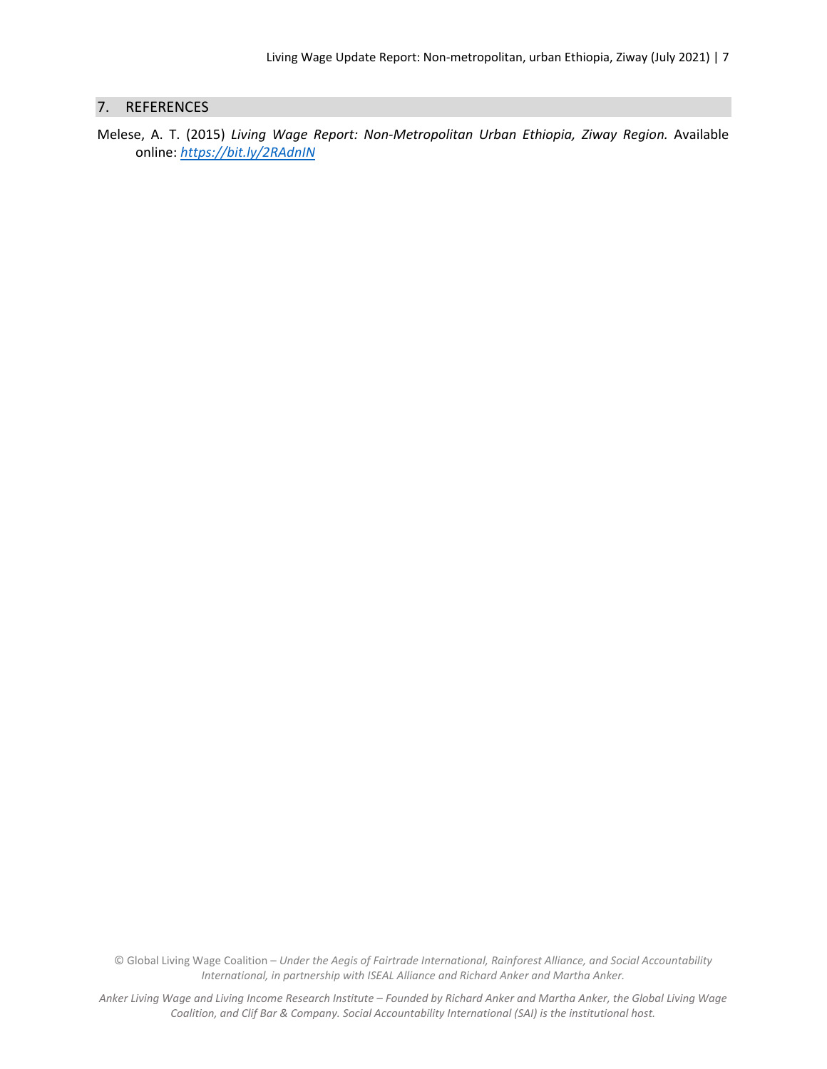## 7. REFERENCES

Melese, A. T. (2015) *Living Wage Report: Non-Metropolitan Urban Ethiopia, Ziway Region.* Available online: *https://bit.ly/2RAdnIN*

© Global Living Wage Coalition – *Under the Aegis of Fairtrade International, Rainforest Alliance, and Social Accountability International, in partnership with ISEAL Alliance and Richard Anker and Martha Anker.*

*Anker Living Wage and Living Income Research Institute – Founded by Richard Anker and Martha Anker, the Global Living Wage Coalition, and Clif Bar & Company. Social Accountability International (SAI) is the institutional host.*